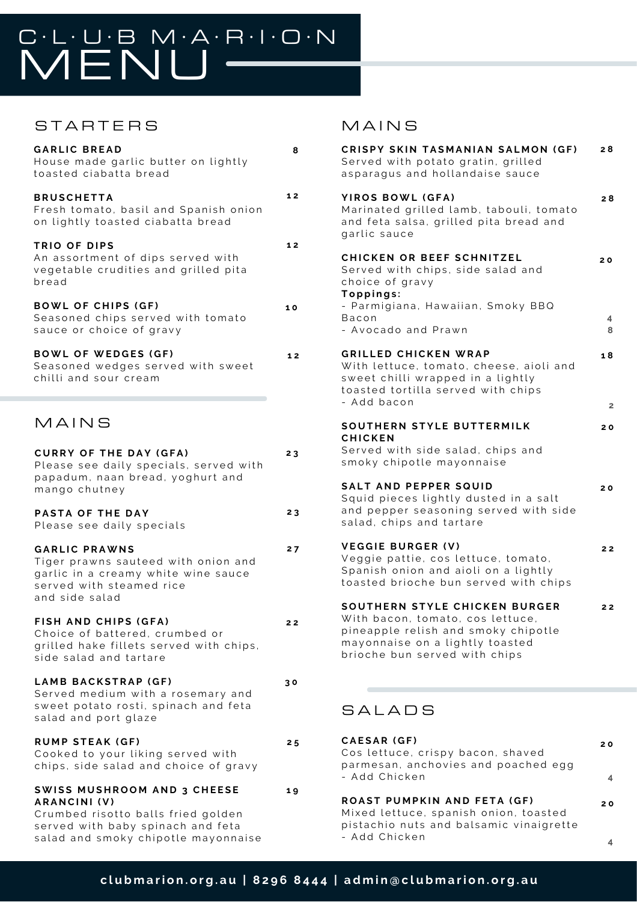# C·L·U·B M·A·R·I·O·N MENU

## STARTERS

**GARLIC BREAD** 8
House made garlic butter on lightly toasted ciabatta bread

**BRUSCHETTA** 12
Fresh tomato, basil and Spanish onion on lightly toasted ciabatta bread

**TRIO OF DIPS** 12
An assortment of dips served with vegetable crudities and grilled pita bread

**BOWL OF CHIPS (GF)** 10
Seasoned chips served with tomato sauce or choice of gravy

**BOWL OF WEDGES (GF)** 12
Seasoned wedges served with sweet chilli and sour cream

## MAINS

**CURRY OF THE DAY (GFA)** 23
Please see daily specials, served with papadum, naan bread, yoghurt and mango chutney

**PASTA OF THE DAY** 23
Please see daily specials

**GARLIC PRAWNS** 27
Tiger prawns sauteed with onion and garlic in a creamy white wine sauce served with steamed rice and side salad

**FISH AND CHIPS (GFA)** 22
Choice of battered, crumbed or grilled hake fillets served with chips, side salad and tartare

**LAMB BACKSTRAP (GF)** 30
Served medium with a rosemary and sweet potato rosti, spinach and feta salad and port glaze

**RUMP STEAK (GF)** 25
Cooked to your liking served with chips, side salad and choice of gravy

**SWISS MUSHROOM AND 3 CHEESE ARANCINI (V)** 19
Crumbed risotto balls fried golden served with baby spinach and feta salad and smoky chipotle mayonnaise

## MAINS

**CRISPY SKIN TASMANIAN SALMON (GF)** 28
Served with potato gratin, grilled asparagus and hollandaise sauce

**YIROS BOWL (GFA)** 28
Marinated grilled lamb, tabouli, tomato and feta salsa, grilled pita bread and garlic sauce

**CHICKEN OR BEEF SCHNITZEL** 20
Served with chips, side salad and choice of gravy
**Toppings:**
- Parmigiana, Hawaiian, Smoky BBQ Bacon 4
- Avocado and Prawn 8

**GRILLED CHICKEN WRAP** 18
With lettuce, tomato, cheese, aioli and sweet chilli wrapped in a lightly toasted tortilla served with chips
- Add bacon 2

**SOUTHERN STYLE BUTTERMILK CHICKEN** 20
Served with side salad, chips and smoky chipotle mayonnaise

**SALT AND PEPPER SQUID** 20
Squid pieces lightly dusted in a salt and pepper seasoning served with side salad, chips and tartare

**VEGGIE BURGER (V)** 22
Veggie pattie, cos lettuce, tomato, Spanish onion and aioli on a lightly toasted brioche bun served with chips

**SOUTHERN STYLE CHICKEN BURGER** 22
With bacon, tomato, cos lettuce, pineapple relish and smoky chipotle mayonnaise on a lightly toasted brioche bun served with chips

## SALADS

**CAESAR (GF)** 20
Cos lettuce, crispy bacon, shaved parmesan, anchovies and poached egg
- Add Chicken 4

**ROAST PUMPKIN AND FETA (GF)** 20
Mixed lettuce, spanish onion, toasted pistachio nuts and balsamic vinaigrette
- Add Chicken 4

**clubmarion.org.au | 8296 8444 | admin@clubmarion.org.au**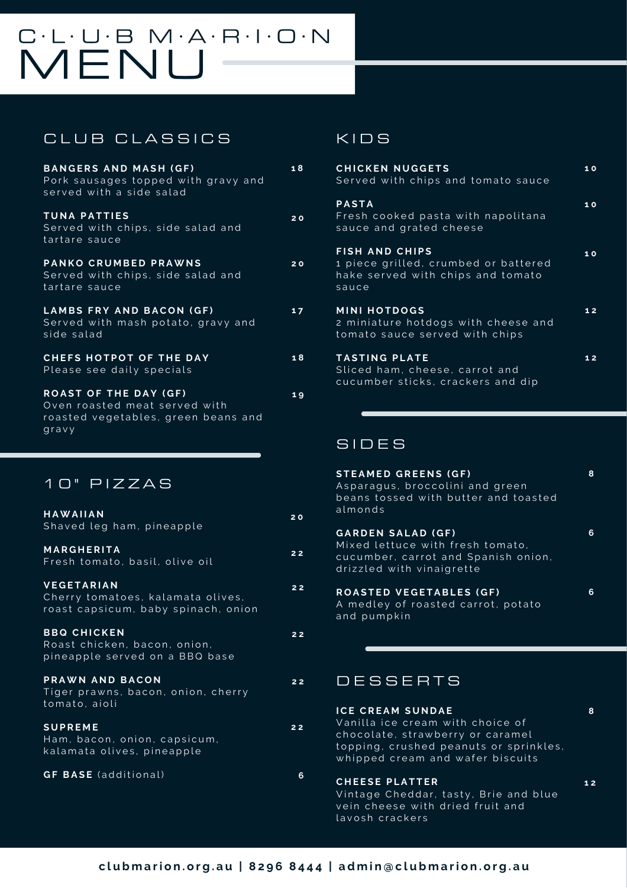# C·L·U·B M·A·R·I·O·N MENU

## CLUB CLASSICS

**BANGERS AND MASH (GF)** 18
Pork sausages topped with gravy and served with a side salad

**TUNA PATTIES** 20
Served with chips, side salad and tartare sauce

**PANKO CRUMBED PRAWNS** 20
Served with chips, side salad and tartare sauce

**LAMBS FRY AND BACON (GF)** 17
Served with mash potato, gravy and side salad

**CHEFS HOTPOT OF THE DAY** 18
Please see daily specials

**ROAST OF THE DAY (GF)** 19
Oven roasted meat served with roasted vegetables, green beans and gravy

## 10" PIZZAS

**HAWAIIAN** 20
Shaved leg ham, pineapple

**MARGHERITA** 22
Fresh tomato, basil, olive oil

**VEGETARIAN** 22
Cherry tomatoes, kalamata olives, roast capsicum, baby spinach, onion

**BBQ CHICKEN** 22
Roast chicken, bacon, onion, pineapple served on a BBQ base

**PRAWN AND BACON** 22
Tiger prawns, bacon, onion, cherry tomato, aioli

**SUPREME** 22
Ham, bacon, onion, capsicum, kalamata olives, pineapple

**GF BASE** (additional) 6

## KIDS

**CHICKEN NUGGETS** 10
Served with chips and tomato sauce

**PASTA** 10
Fresh cooked pasta with napolitana sauce and grated cheese

**FISH AND CHIPS** 10
1 piece grilled, crumbed or battered hake served with chips and tomato sauce

**MINI HOTDOGS** 12
2 miniature hotdogs with cheese and tomato sauce served with chips

**TASTING PLATE** 12
Sliced ham, cheese, carrot and cucumber sticks, crackers and dip

## SIDES

**STEAMED GREENS (GF)** 8
Asparagus, broccolini and green beans tossed with butter and toasted almonds

**GARDEN SALAD (GF)** 6
Mixed lettuce with fresh tomato, cucumber, carrot and Spanish onion, drizzled with vinaigrette

**ROASTED VEGETABLES (GF)** 6
A medley of roasted carrot, potato and pumpkin

## DESSERTS

**ICE CREAM SUNDAE** 8
Vanilla ice cream with choice of chocolate, strawberry or caramel topping, crushed peanuts or sprinkles, whipped cream and wafer biscuits

**CHEESE PLATTER** 12
Vintage Cheddar, tasty, Brie and blue vein cheese with dried fruit and lavosh crackers

**clubmarion.org.au | 8296 8444 | admin@clubmarion.org.au**